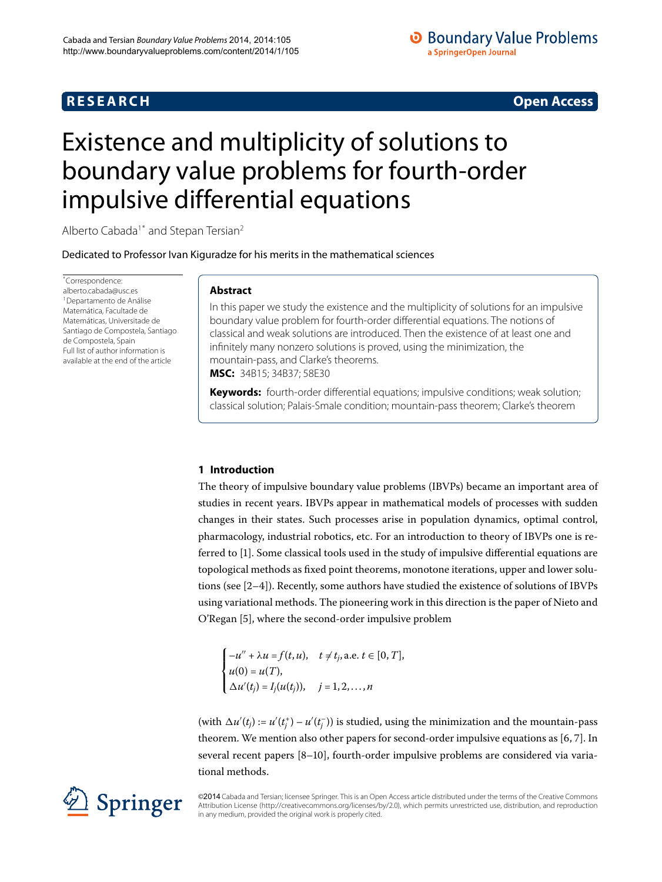**RESEARCH** **Open Access**

# Existence and multiplicity of solutions to boundary value problems for fourth-order impulsive differential equations

Alberto Cabada[1*] and Stepan Tersian[2]

Dedicated to Professor Ivan Kiguradze for his merits in the mathematical sciences

*Correspondence: alberto.cabada@usc.es
[1] Departamento de Análise Matemática, Facultade de Matemáticas, Universitade de Santiago de Compostela, Santiago de Compostela, Spain
Full list of author information is available at the end of the article

## Abstract

In this paper we study the existence and the multiplicity of solutions for an impulsive boundary value problem for fourth-order differential equations. The notions of classical and weak solutions are introduced. Then the existence of at least one and infinitely many nonzero solutions is proved, using the minimization, the mountain-pass, and Clarke's theorems.

**MSC:** 34B15; 34B37; 58E30

**Keywords:** fourth-order differential equations; impulsive conditions; weak solution; classical solution; Palais-Smale condition; mountain-pass theorem; Clarke's theorem

## 1 Introduction

The theory of impulsive boundary value problems (IBVPs) became an important area of studies in recent years. IBVPs appear in mathematical models of processes with sudden changes in their states. Such processes arise in population dynamics, optimal control, pharmacology, industrial robotics, etc. For an introduction to theory of IBVPs one is referred to [1]. Some classical tools used in the study of impulsive differential equations are topological methods as fixed point theorems, monotone iterations, upper and lower solutions (see [2–4]). Recently, some authors have studied the existence of solutions of IBVPs using variational methods. The pioneering work in this direction is the paper of Nieto and O'Regan [5], where the second-order impulsive problem

$$
\begin{cases}
-u'' + \lambda u = f(t,u), & t \neq t_j, \text{a.e. } t \in [0,T],\\
u(0) = u(T),\\
\Delta u'(t_j) = I_j(u(t_j)), & j = 1,2,\dots,n
\end{cases}
$$

(with $\Delta u'(t_j) := u'(t_j^+) - u'(t_j^-)$) is studied, using the minimization and the mountain-pass theorem. We mention also other papers for second-order impulsive equations as [6, 7]. In several recent papers [8–10], fourth-order impulsive problems are considered via variational methods.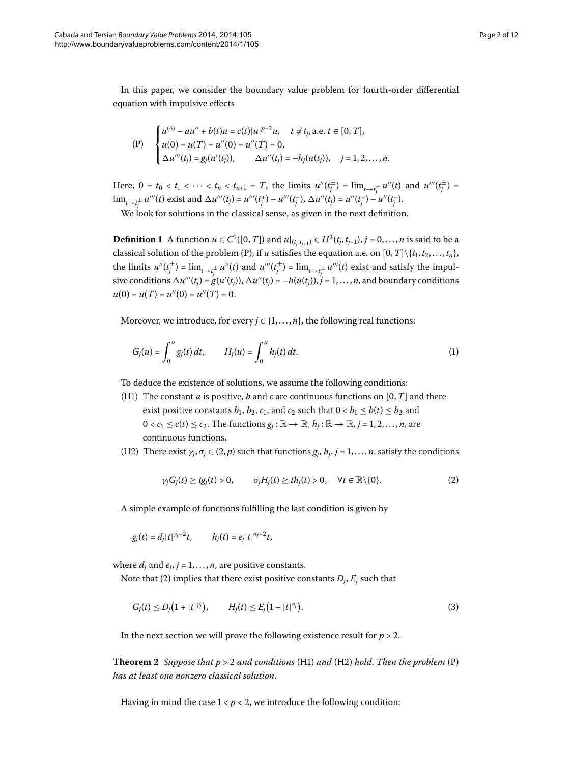In this paper, we consider the boundary value problem for fourth-order differential equation with impulsive effects

$$
\text{(P)} \quad \begin{cases} u^{(4)} - au'' + b(t)u = c(t)|u|^{p-2}u, & t \neq t_j, \text{a.e. } t \in [0,T], \\ u(0) = u(T) = u''(0) = u''(T) = 0, \\ \Delta u'''(t_j) = g_j(u'(t_j)), & \Delta u''(t_j) = -h_j(u(t_j)), \quad j = 1,2,\dots,n. \end{cases}
$$

Here, $0 = t_0 < t_1 < \cdots < t_n < t_{n+1} = T$, the limits $u''(t_j^{\pm}) = \lim_{t \to t_j^{\pm}} u''(t)$ and $u'''(t_j^{\pm}) = \lim_{t \to t_j^{\pm}} u'''(t)$ exist and $\Delta u'''(t_j) = u'''(t_j^+) - u'''(t_j^-)$, $\Delta u''(t_j) = u''(t_j^+) - u''(t_j^-)$.

We look for solutions in the classical sense, as given in the next definition.

**Definition 1** A function $u \in C^1([0,T])$ and $u|_{(t_j,t_{j+1})} \in H^2(t_j,t_{j+1})$, $j = 0,\dots,n$ is said to be a classical solution of the problem (P), if $u$ satisfies the equation a.e. on $[0,T] \backslash \{t_1,t_2,\dots,t_n\}$, the limits $u''(t_j^{\pm}) = \lim_{t \to t_j^{\pm}} u''(t)$ and $u'''(t_j^{\pm}) = \lim_{t \to t_j^{\pm}} u'''(t)$ exist and satisfy the impulsive conditions $\Delta u'''(t_j) = g(u'(t_j))$, $\Delta u''(t_j) = -h(u(t_j))$, $j = 1,\dots,n$, and boundary conditions $u(0) = u(T) = u''(0) = u''(T) = 0$.

Moreover, we introduce, for every $j \in \{1,\dots,n\}$, the following real functions:

$$
G_j(u) = \int_0^u g_j(t)\,dt, \qquad H_j(u) = \int_0^u h_j(t)\,dt. \tag{1}
$$

To deduce the existence of solutions, we assume the following conditions:

(H1) The constant $a$ is positive, $b$ and $c$ are continuous functions on $[0,T]$ and there exist positive constants $b_1$, $b_2$, $c_1$, and $c_2$ such that $0 < b_1 \le b(t) \le b_2$ and $0 < c_1 \le c(t) \le c_2$. The functions $g_j : \mathbb{R} \to \mathbb{R}$, $h_j : \mathbb{R} \to \mathbb{R}$, $j = 1,2,\dots,n$, are continuous functions.

(H2) There exist $\gamma_j, \sigma_j \in (2,p)$ such that functions $g_j$, $h_j$, $j = 1,\dots,n$, satisfy the conditions

$$
\gamma_j G_j(t) \ge t g_j(t) > 0, \qquad \sigma_j H_j(t) \ge t h_j(t) > 0, \quad \forall t \in \mathbb{R} \backslash \{0\}. \tag{2}
$$

A simple example of functions fulfilling the last condition is given by

$$
g_j(t) = d_j |t|^{\gamma_j - 2} t, \qquad h_j(t) = e_j |t|^{\sigma_j - 2} t,
$$

where $d_j$ and $e_j$, $j = 1,\dots,n$, are positive constants.

Note that (2) implies that there exist positive constants $D_j$, $E_j$ such that

$$
G_j(t) \le D_j\big(1 + |t|^{\gamma_j}\big), \qquad H_j(t) \le E_j\big(1 + |t|^{\sigma_j}\big). \tag{3}
$$

In the next section we will prove the following existence result for $p > 2$.

**Theorem 2** *Suppose that $p > 2$ and conditions* (H1) *and* (H2) *hold. Then the problem* (P) *has at least one nonzero classical solution.*

Having in mind the case $1 < p < 2$, we introduce the following condition: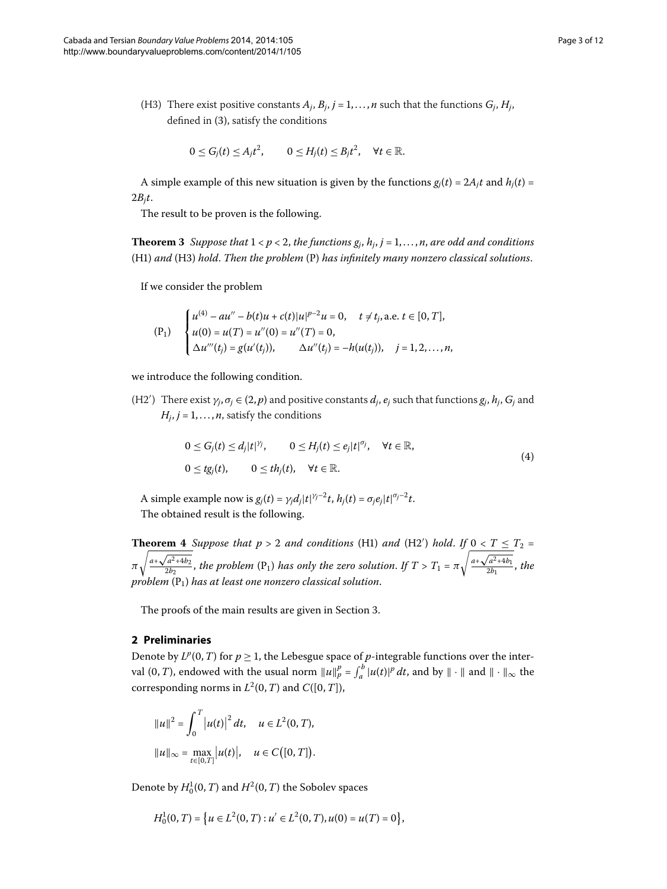(H3) There exist positive constants $A_j, B_j, j = 1, \dots, n$ such that the functions $G_j, H_j$, defined in (3), satisfy the conditions

$$0 \le G_j(t) \le A_j t^2, \qquad 0 \le H_j(t) \le B_j t^2, \quad \forall t \in \mathbb{R}.$$

A simple example of this new situation is given by the functions $g_j(t) = 2A_j t$ and $h_j(t) = 2B_j t$.

The result to be proven is the following.

**Theorem 3** *Suppose that $1 < p < 2$, the functions $g_j, h_j, j = 1, \dots, n$, are odd and conditions* (H1) *and* (H3) *hold. Then the problem* (P) *has infinitely many nonzero classical solutions.*

If we consider the problem

$$(\mathrm{P}_1) \quad \begin{cases} u^{(4)} - au'' - b(t)u + c(t)|u|^{p-2}u = 0, & t \ne t_j, \text{a.e. } t \in [0, T], \\ u(0) = u(T) = u''(0) = u''(T) = 0, \\ \Delta u'''(t_j) = g(u'(t_j)), \qquad \Delta u''(t_j) = -h(u(t_j)), & j = 1, 2, \dots, n, \end{cases}$$

we introduce the following condition.

(H2′) There exist $\gamma_j, \sigma_j \in (2, p)$ and positive constants $d_j, e_j$ such that functions $g_j, h_j, G_j$ and $H_j, j = 1, \dots, n$, satisfy the conditions

$$\begin{aligned} &0 \le G_j(t) \le d_j |t|^{\gamma_j}, \qquad 0 \le H_j(t) \le e_j |t|^{\sigma_j}, \quad \forall t \in \mathbb{R}, \\ &0 \le t g_j(t), \qquad 0 \le t h_j(t), \quad \forall t \in \mathbb{R}. \end{aligned} \tag{4}$$

A simple example now is $g_j(t) = \gamma_j d_j |t|^{\gamma_j - 2} t$, $h_j(t) = \sigma_j e_j |t|^{\sigma_j - 2} t$.

The obtained result is the following.

**Theorem 4** *Suppose that $p > 2$ and conditions* (H1) *and* (H2′) *hold. If $0 < T \le T_2 = \pi\sqrt{\frac{a+\sqrt{a^2+4b_2}}{2b_2}}$, the problem* $(\mathrm{P}_1)$ *has only the zero solution. If $T > T_1 = \pi\sqrt{\frac{a+\sqrt{a^2+4b_1}}{2b_1}}$, the problem* $(\mathrm{P}_1)$ *has at least one nonzero classical solution.*

The proofs of the main results are given in Section 3.

## 2 Preliminaries

Denote by $L^p(0, T)$ for $p \ge 1$, the Lebesgue space of $p$-integrable functions over the interval $(0, T)$, endowed with the usual norm $\|u\|_p^p = \int_a^b |u(t)|^p \, dt$, and by $\|\cdot\|$ and $\|\cdot\|_\infty$ the corresponding norms in $L^2(0, T)$ and $C([0, T])$,

$$\begin{aligned} &\|u\|^2 = \int_0^T |u(t)|^2 \, dt, \quad u \in L^2(0, T), \\ &\|u\|_\infty = \max_{t \in [0, T]} |u(t)|, \quad u \in C([0, T]). \end{aligned}$$

Denote by $H_0^1(0, T)$ and $H^2(0, T)$ the Sobolev spaces

$$H_0^1(0, T) = \{u \in L^2(0, T) : u' \in L^2(0, T), u(0) = u(T) = 0\},$$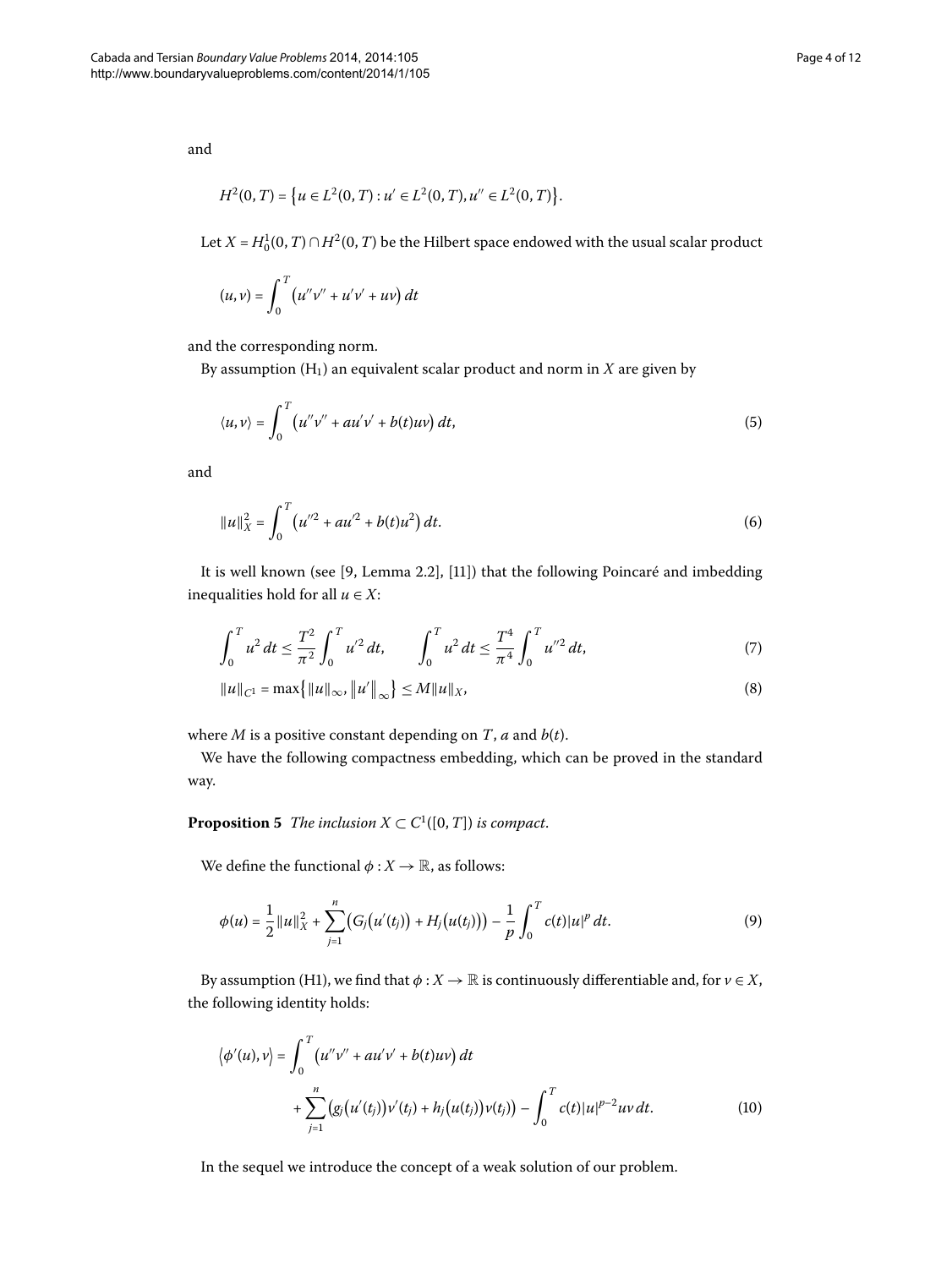and

$$H^2(0,T) = \{u \in L^2(0,T) : u' \in L^2(0,T), u'' \in L^2(0,T)\}.$$

Let $X = H_0^1(0,T) \cap H^2(0,T)$ be the Hilbert space endowed with the usual scalar product

$$(u,v) = \int_0^T \left(u''v'' + u'v' + uv\right) dt$$

and the corresponding norm.

By assumption ($\mathrm{H}_1$) an equivalent scalar product and norm in $X$ are given by

$$\langle u,v\rangle = \int_0^T \left(u''v'' + au'v' + b(t)uv\right) dt, \tag{5}$$

and

$$\|u\|_X^2 = \int_0^T \left(u''^2 + au'^2 + b(t)u^2\right) dt. \tag{6}$$

It is well known (see [9, Lemma 2.2], [11]) that the following Poincaré and imbedding inequalities hold for all $u \in X$:

$$\int_0^T u^2\, dt \le \frac{T^2}{\pi^2}\int_0^T u'^2\, dt, \qquad \int_0^T u^2\, dt \le \frac{T^4}{\pi^4}\int_0^T u''^2\, dt, \tag{7}$$

$$\|u\|_{C^1} = \max\left\{\|u\|_\infty, \left\|u'\right\|_\infty\right\} \le M\|u\|_X, \tag{8}$$

where $M$ is a positive constant depending on $T$, $a$ and $b(t)$.

We have the following compactness embedding, which can be proved in the standard way.

**Proposition 5** *The inclusion $X \subset C^1([0,T])$ is compact.*

We define the functional $\phi : X \to \mathbb{R}$, as follows:

$$\phi(u) = \frac{1}{2}\|u\|_X^2 + \sum_{j=1}^n \left(G_j\left(u'(t_j)\right) + H_j\left(u(t_j)\right)\right) - \frac{1}{p}\int_0^T c(t)|u|^p\, dt. \tag{9}$$

By assumption (H1), we find that $\phi : X \to \mathbb{R}$ is continuously differentiable and, for $v \in X$, the following identity holds:

$$\begin{aligned}\left\langle \phi'(u), v\right\rangle = {} & \int_0^T \left(u''v'' + au'v' + b(t)uv\right) dt \\ & + \sum_{j=1}^n \left(g_j\left(u'(t_j)\right)v'(t_j) + h_j\left(u(t_j)\right)v(t_j)\right) - \int_0^T c(t)|u|^{p-2}uv\, dt.\end{aligned} \tag{10}$$

In the sequel we introduce the concept of a weak solution of our problem.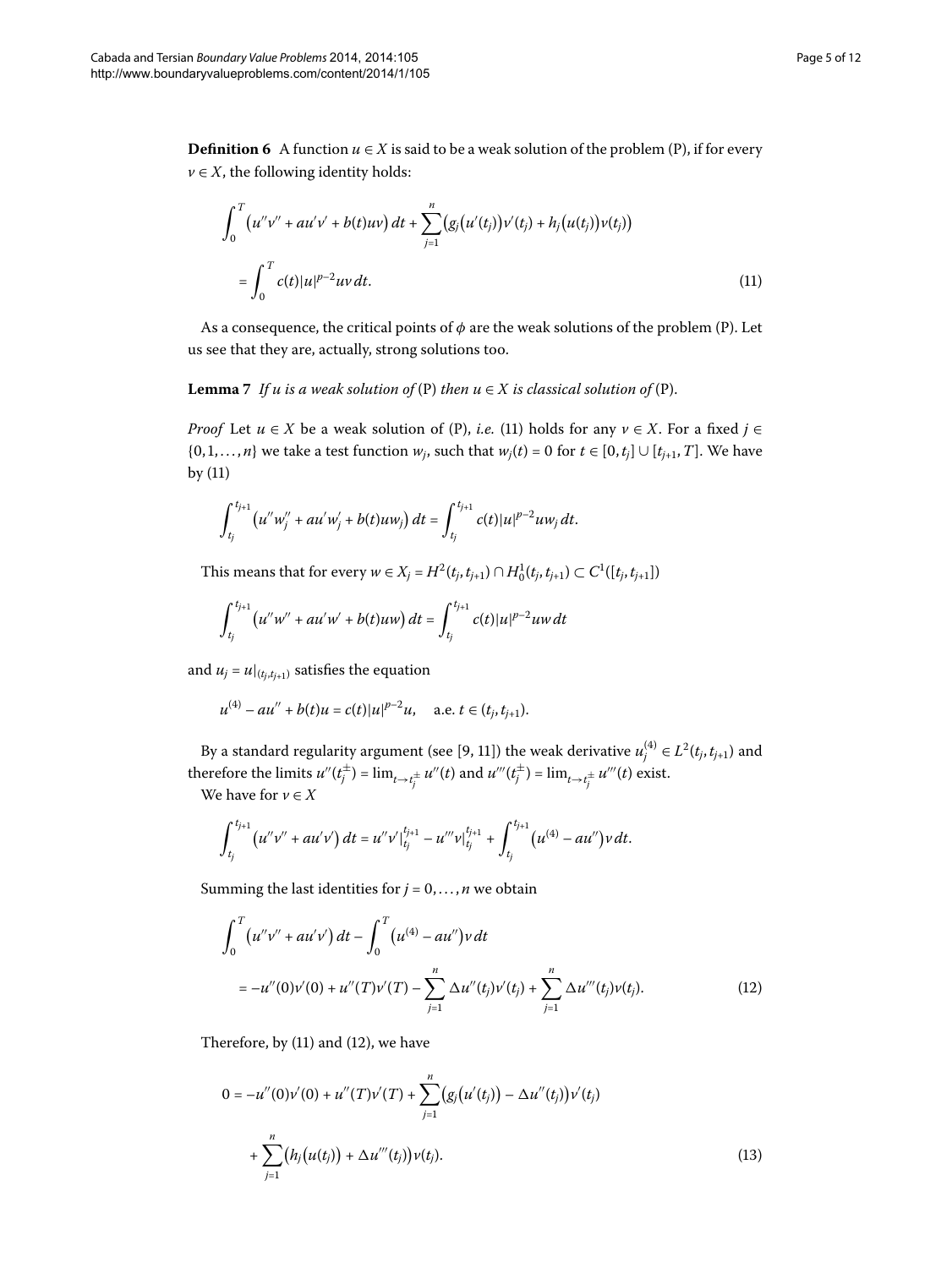**Definition 6** A function $u \in X$ is said to be a weak solution of the problem (P), if for every $v \in X$, the following identity holds:

$$\int_0^T \big(u''v'' + au'v' + b(t)uv\big)\,dt + \sum_{j=1}^{n} \big(g_j\big(u'(t_j)\big)v'(t_j) + h_j\big(u(t_j)\big)v(t_j)\big)$$

$$= \int_0^T c(t)|u|^{p-2}uv\,dt. \tag{11}$$

As a consequence, the critical points of $\phi$ are the weak solutions of the problem (P). Let us see that they are, actually, strong solutions too.

**Lemma 7** *If $u$ is a weak solution of* (P) *then $u \in X$ is classical solution of* (P).

*Proof* Let $u \in X$ be a weak solution of (P), *i.e.* (11) holds for any $v \in X$. For a fixed $j \in \{0, 1, \ldots, n\}$ we take a test function $w_j$, such that $w_j(t) = 0$ for $t \in [0, t_j] \cup [t_{j+1}, T]$. We have by (11)

$$\int_{t_j}^{t_{j+1}} \big(u''w_j'' + au'w_j' + b(t)uw_j\big)\,dt = \int_{t_j}^{t_{j+1}} c(t)|u|^{p-2}uw_j\,dt.$$

This means that for every $w \in X_j = H^2(t_j, t_{j+1}) \cap H_0^1(t_j, t_{j+1}) \subset C^1([t_j, t_{j+1}])$

$$\int_{t_j}^{t_{j+1}} \big(u''w'' + au'w' + b(t)uw\big)\,dt = \int_{t_j}^{t_{j+1}} c(t)|u|^{p-2}uw\,dt$$

and $u_j = u|_{(t_j, t_{j+1})}$ satisfies the equation

$$u^{(4)} - au'' + b(t)u = c(t)|u|^{p-2}u, \quad \text{a.e. } t \in (t_j, t_{j+1}).$$

By a standard regularity argument (see [9, 11]) the weak derivative $u_j^{(4)} \in L^2(t_j, t_{j+1})$ and therefore the limits $u''(t_j^{\pm}) = \lim_{t \to t_j^{\pm}} u''(t)$ and $u'''(t_j^{\pm}) = \lim_{t \to t_j^{\pm}} u'''(t)$ exist.

We have for $v \in X$

$$\int_{t_j}^{t_{j+1}} \big(u''v'' + au'v'\big)\,dt = u''v'\big|_{t_j}^{t_{j+1}} - u'''v\big|_{t_j}^{t_{j+1}} + \int_{t_j}^{t_{j+1}} \big(u^{(4)} - au''\big)v\,dt.$$

Summing the last identities for $j = 0, \ldots, n$ we obtain

$$\int_0^T \big(u''v'' + au'v'\big)\,dt - \int_0^T \big(u^{(4)} - au''\big)v\,dt$$

$$= -u''(0)v'(0) + u''(T)v'(T) - \sum_{j=1}^{n} \Delta u''(t_j)v'(t_j) + \sum_{j=1}^{n} \Delta u'''(t_j)v(t_j). \tag{12}$$

Therefore, by (11) and (12), we have

$$0 = -u''(0)v'(0) + u''(T)v'(T) + \sum_{j=1}^{n} \big(g_j\big(u'(t_j)\big) - \Delta u''(t_j)\big)v'(t_j)$$

$$+ \sum_{j=1}^{n} \big(h_j\big(u(t_j)\big) + \Delta u'''(t_j)\big)v(t_j). \tag{13}$$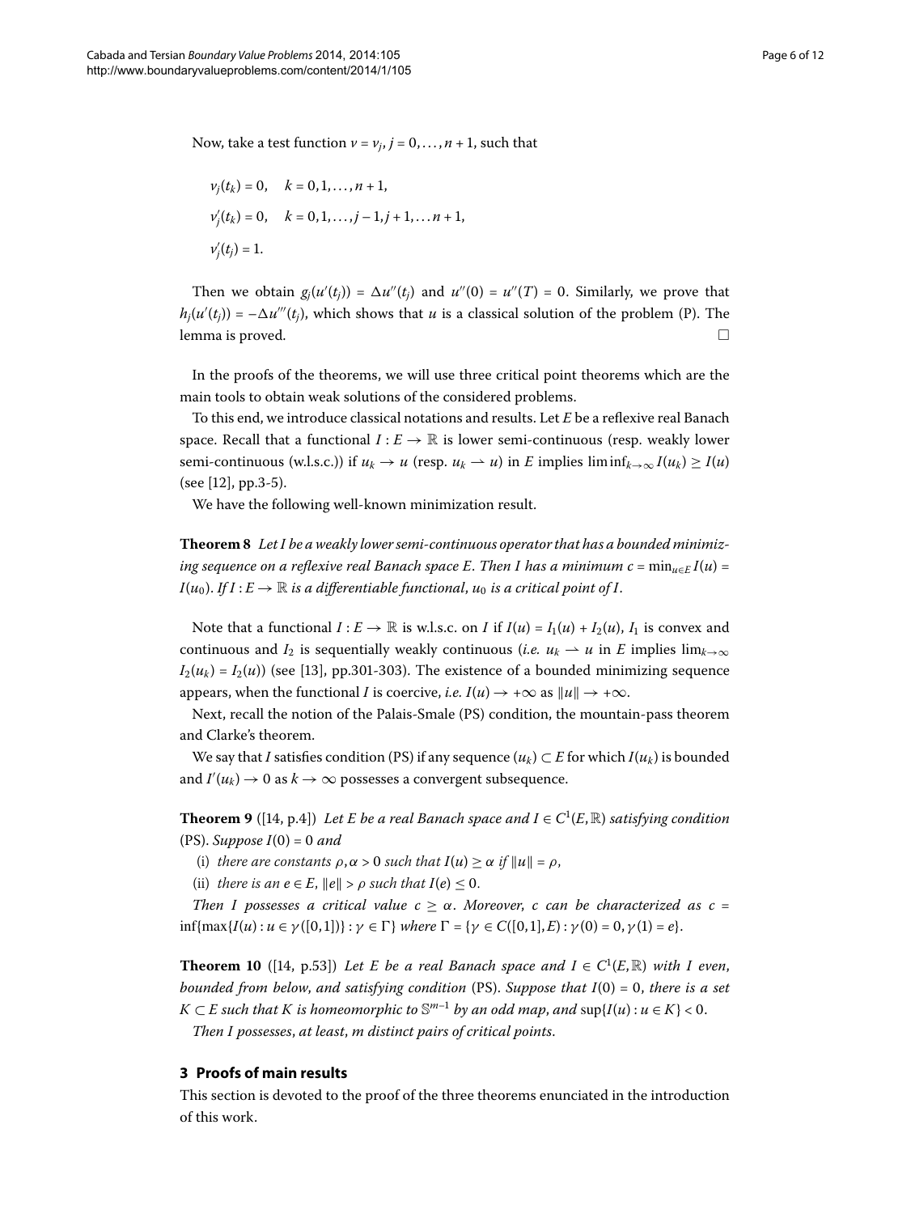Now, take a test function $v = v_j$, $j = 0, \ldots, n+1$, such that

$$v_j(t_k) = 0, \quad k = 0, 1, \ldots, n+1,$$

$$v_j'(t_k) = 0, \quad k = 0, 1, \ldots, j-1, j+1, \ldots n+1,$$

$$v_j'(t_j) = 1.$$

Then we obtain $g_j(u'(t_j)) = \Delta u''(t_j)$ and $u''(0) = u''(T) = 0$. Similarly, we prove that $h_j(u'(t_j)) = -\Delta u'''(t_j)$, which shows that $u$ is a classical solution of the problem (P). The lemma is proved. □

In the proofs of the theorems, we will use three critical point theorems which are the main tools to obtain weak solutions of the considered problems.

To this end, we introduce classical notations and results. Let $E$ be a reflexive real Banach space. Recall that a functional $I : E \to \mathbb{R}$ is lower semi-continuous (resp. weakly lower semi-continuous (w.l.s.c.)) if $u_k \to u$ (resp. $u_k \rightharpoonup u$) in $E$ implies $\liminf_{k\to\infty} I(u_k) \geq I(u)$ (see [12], pp.3-5).

We have the following well-known minimization result.

**Theorem 8** *Let $I$ be a weakly lower semi-continuous operator that has a bounded minimizing sequence on a reflexive real Banach space $E$. Then $I$ has a minimum $c = \min_{u\in E} I(u) = I(u_0)$. If $I : E \to \mathbb{R}$ is a differentiable functional, $u_0$ is a critical point of $I$.*

Note that a functional $I : E \to \mathbb{R}$ is w.l.s.c. on $I$ if $I(u) = I_1(u) + I_2(u)$, $I_1$ is convex and continuous and $I_2$ is sequentially weakly continuous (*i.e.* $u_k \rightharpoonup u$ in $E$ implies $\lim_{k\to\infty} I_2(u_k) = I_2(u)$) (see [13], pp.301-303). The existence of a bounded minimizing sequence appears, when the functional $I$ is coercive, *i.e.* $I(u) \to +\infty$ as $\|u\| \to +\infty$.

Next, recall the notion of the Palais-Smale (PS) condition, the mountain-pass theorem and Clarke's theorem.

We say that $I$ satisfies condition (PS) if any sequence $(u_k) \subset E$ for which $I(u_k)$ is bounded and $I'(u_k) \to 0$ as $k \to \infty$ possesses a convergent subsequence.

**Theorem 9** ([14, p.4]) *Let $E$ be a real Banach space and $I \in C^1(E, \mathbb{R})$ satisfying condition* (PS). *Suppose $I(0) = 0$ and*

(i) *there are constants $\rho, \alpha > 0$ such that $I(u) \geq \alpha$ if $\|u\| = \rho$,*

(ii) *there is an $e \in E$, $\|e\| > \rho$ such that $I(e) \leq 0$.*

*Then $I$ possesses a critical value $c \geq \alpha$. Moreover, $c$ can be characterized as $c = \inf\{\max\{I(u) : u \in \gamma([0,1])\} : \gamma \in \Gamma\}$ where $\Gamma = \{\gamma \in C([0,1], E) : \gamma(0) = 0, \gamma(1) = e\}$.*

**Theorem 10** ([14, p.53]) *Let $E$ be a real Banach space and $I \in C^1(E, \mathbb{R})$ with $I$ even, bounded from below, and satisfying condition* (PS). *Suppose that $I(0) = 0$, there is a set $K \subset E$ such that $K$ is homeomorphic to $\mathbb{S}^{m-1}$ by an odd map, and $\sup\{I(u) : u \in K\} < 0$.*

*Then $I$ possesses, at least, $m$ distinct pairs of critical points.*

## 3 Proofs of main results

This section is devoted to the proof of the three theorems enunciated in the introduction of this work.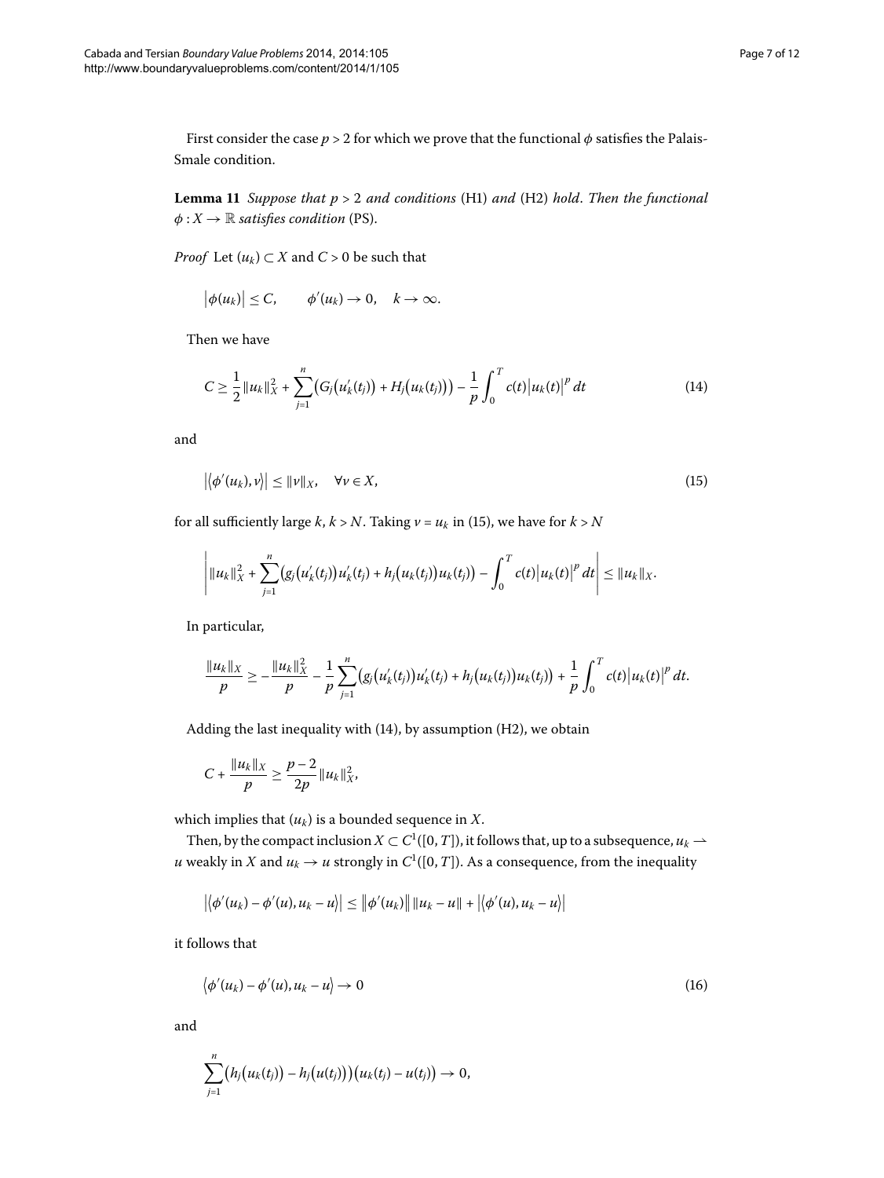First consider the case $p > 2$ for which we prove that the functional $\phi$ satisfies the Palais-Smale condition.

**Lemma 11** *Suppose that $p > 2$ and conditions* (H1) *and* (H2) *hold. Then the functional $\phi : X \to \mathbb{R}$ satisfies condition* (PS).

*Proof* Let $(u_k) \subset X$ and $C > 0$ be such that

$$\left|\phi(u_k)\right| \leq C, \qquad \phi'(u_k) \to 0, \quad k \to \infty.$$

Then we have

$$C \geq \frac{1}{2}\|u_k\|_X^2 + \sum_{j=1}^{n}\left(G_j\left(u_k'(t_j)\right) + H_j\left(u_k(t_j)\right)\right) - \frac{1}{p}\int_0^T c(t)\left|u_k(t)\right|^p\,dt \tag{14}$$

and

$$\left|\left\langle \phi'(u_k), v\right\rangle\right| \leq \|v\|_X, \quad \forall v \in X, \tag{15}$$

for all sufficiently large $k$, $k > N$. Taking $v = u_k$ in (15), we have for $k > N$

$$\left|\|u_k\|_X^2 + \sum_{j=1}^{n}\left(g_j\left(u_k'(t_j)\right)u_k'(t_j) + h_j\left(u_k(t_j)\right)u_k(t_j)\right) - \int_0^T c(t)\left|u_k(t)\right|^p\,dt\right| \leq \|u_k\|_X.$$

In particular,

$$\frac{\|u_k\|_X}{p} \geq -\frac{\|u_k\|_X^2}{p} - \frac{1}{p}\sum_{j=1}^{n}\left(g_j\left(u_k'(t_j)\right)u_k'(t_j) + h_j\left(u_k(t_j)\right)u_k(t_j)\right) + \frac{1}{p}\int_0^T c(t)\left|u_k(t)\right|^p\,dt.$$

Adding the last inequality with (14), by assumption (H2), we obtain

$$C + \frac{\|u_k\|_X}{p} \geq \frac{p-2}{2p}\|u_k\|_X^2,$$

which implies that $(u_k)$ is a bounded sequence in $X$.

Then, by the compact inclusion $X \subset C^1([0,T])$, it follows that, up to a subsequence, $u_k \rightharpoonup u$ weakly in $X$ and $u_k \to u$ strongly in $C^1([0,T])$. As a consequence, from the inequality

$$\left|\left\langle \phi'(u_k) - \phi'(u), u_k - u\right\rangle\right| \leq \left\|\phi'(u_k)\right\|\|u_k - u\| + \left|\left\langle \phi'(u), u_k - u\right\rangle\right|$$

it follows that

$$\left\langle \phi'(u_k) - \phi'(u), u_k - u\right\rangle \to 0 \tag{16}$$

and

$$\sum_{j=1}^{n}\left(h_j\left(u_k(t_j)\right) - h_j\left(u(t_j)\right)\right)\left(u_k(t_j) - u(t_j)\right) \to 0,$$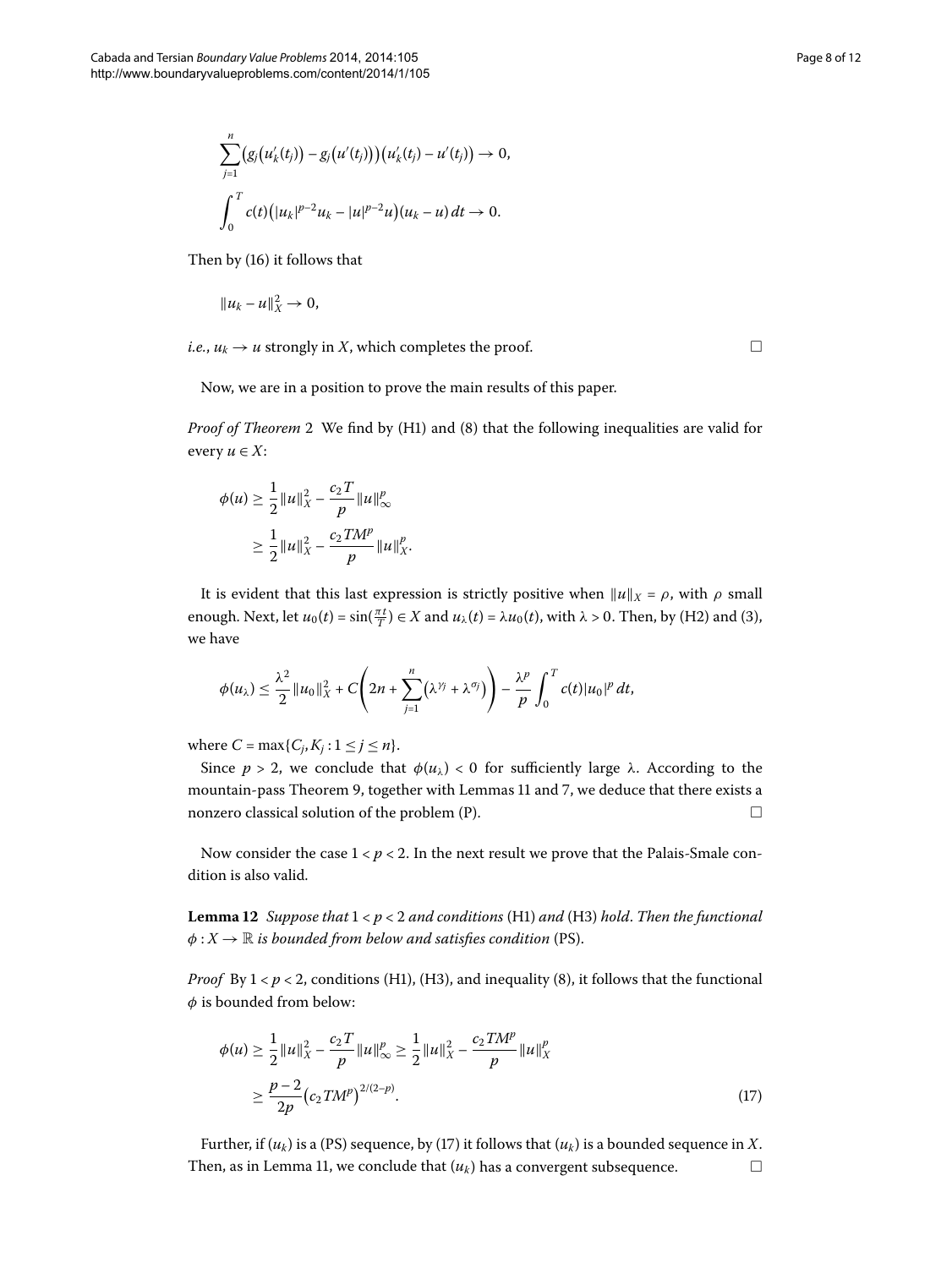$$\sum_{j=1}^{n} \big(g_j\big(u_k'(t_j)\big) - g_j\big(u'(t_j)\big)\big)\big(u_k'(t_j) - u'(t_j)\big) \to 0,$$

$$\int_0^T c(t)\big(|u_k|^{p-2}u_k - |u|^{p-2}u\big)(u_k - u)\,dt \to 0.$$

Then by (16) it follows that

$$\|u_k - u\|_X^2 \to 0,$$

*i.e.*, $u_k \to u$ strongly in $X$, which completes the proof. □

Now, we are in a position to prove the main results of this paper.

*Proof of Theorem* 2 We find by (H1) and (8) that the following inequalities are valid for every $u \in X$:

$$\begin{aligned}\phi(u) &\geq \frac{1}{2}\|u\|_X^2 - \frac{c_2 T}{p}\|u\|_\infty^p \\ &\geq \frac{1}{2}\|u\|_X^2 - \frac{c_2 T M^p}{p}\|u\|_X^p.\end{aligned}$$

It is evident that this last expression is strictly positive when $\|u\|_X = \rho$, with $\rho$ small enough. Next, let $u_0(t) = \sin(\frac{\pi t}{T}) \in X$ and $u_\lambda(t) = \lambda u_0(t)$, with $\lambda > 0$. Then, by (H2) and (3), we have

$$\phi(u_\lambda) \leq \frac{\lambda^2}{2}\|u_0\|_X^2 + C\left(2n + \sum_{j=1}^{n}\big(\lambda^{\gamma_j} + \lambda^{\sigma_j}\big)\right) - \frac{\lambda^p}{p}\int_0^T c(t)|u_0|^p\,dt,$$

where $C = \max\{C_j, K_j : 1 \leq j \leq n\}$.

Since $p > 2$, we conclude that $\phi(u_\lambda) < 0$ for sufficiently large $\lambda$. According to the mountain-pass Theorem 9, together with Lemmas 11 and 7, we deduce that there exists a nonzero classical solution of the problem (P). □

Now consider the case $1 < p < 2$. In the next result we prove that the Palais-Smale condition is also valid.

**Lemma 12** *Suppose that* $1 < p < 2$ *and conditions* (H1) *and* (H3) *hold. Then the functional* $\phi : X \to \mathbb{R}$ *is bounded from below and satisfies condition* (PS).

*Proof* By $1 < p < 2$, conditions (H1), (H3), and inequality (8), it follows that the functional $\phi$ is bounded from below:

$$\begin{aligned}\phi(u) &\geq \frac{1}{2}\|u\|_X^2 - \frac{c_2 T}{p}\|u\|_\infty^p \geq \frac{1}{2}\|u\|_X^2 - \frac{c_2 T M^p}{p}\|u\|_X^p \\ &\geq \frac{p-2}{2p}\big(c_2 T M^p\big)^{2/(2-p)}.\end{aligned} \tag{17}$$

Further, if $(u_k)$ is a (PS) sequence, by (17) it follows that $(u_k)$ is a bounded sequence in $X$. Then, as in Lemma 11, we conclude that $(u_k)$ has a convergent subsequence. □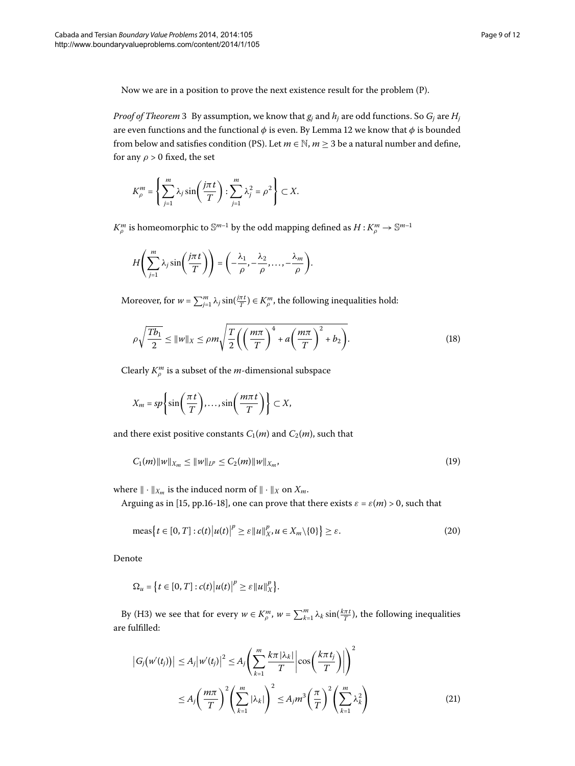Now we are in a position to prove the next existence result for the problem (P).

*Proof of Theorem* 3 By assumption, we know that $g_j$ and $h_j$ are odd functions. So $G_j$ are $H_j$ are even functions and the functional $\phi$ is even. By Lemma 12 we know that $\phi$ is bounded from below and satisfies condition (PS). Let $m \in \mathbb{N}$, $m \geq 3$ be a natural number and define, for any $\rho > 0$ fixed, the set

$$K_\rho^m = \left\{ \sum_{j=1}^m \lambda_j \sin\left(\frac{j\pi t}{T}\right) : \sum_{j=1}^m \lambda_j^2 = \rho^2 \right\} \subset X.$$

$K_\rho^m$ is homeomorphic to $\mathbb{S}^{m-1}$ by the odd mapping defined as $H : K_\rho^m \to \mathbb{S}^{m-1}$

$$H\left( \sum_{j=1}^m \lambda_j \sin\left(\frac{j\pi t}{T}\right) \right) = \left( -\frac{\lambda_1}{\rho}, -\frac{\lambda_2}{\rho}, \ldots, -\frac{\lambda_m}{\rho} \right).$$

Moreover, for $w = \sum_{j=1}^m \lambda_j \sin(\frac{j\pi t}{T}) \in K_\rho^m$, the following inequalities hold:

$$\rho\sqrt{\frac{Tb_1}{2}} \leq \|w\|_X \leq \rho m \sqrt{\frac{T}{2}\left( \left(\frac{m\pi}{T}\right)^4 + a\left(\frac{m\pi}{T}\right)^2 + b_2 \right)}. \tag{18}$$

Clearly $K_\rho^m$ is a subset of the $m$-dimensional subspace

$$X_m = sp\left\{ \sin\left(\frac{\pi t}{T}\right), \ldots, \sin\left(\frac{m\pi t}{T}\right) \right\} \subset X,$$

and there exist positive constants $C_1(m)$ and $C_2(m)$, such that

$$C_1(m)\|w\|_{X_m} \leq \|w\|_{L^p} \leq C_2(m)\|w\|_{X_m}, \tag{19}$$

where $\|\cdot\|_{X_m}$ is the induced norm of $\|\cdot\|_X$ on $X_m$.

Arguing as in [15, pp.16-18], one can prove that there exists $\varepsilon = \varepsilon(m) > 0$, such that

$$\operatorname{meas}\left\{ t \in [0,T] : c(t)\left|u(t)\right|^p \geq \varepsilon \|u\|_X^p, u \in X_m \setminus \{0\} \right\} \geq \varepsilon. \tag{20}$$

Denote

$$\Omega_u = \left\{ t \in [0,T] : c(t)\left|u(t)\right|^p \geq \varepsilon \|u\|_X^p \right\}.$$

By (H3) we see that for every $w \in K_\rho^m$, $w = \sum_{k=1}^m \lambda_k \sin(\frac{k\pi t}{T})$, the following inequalities are fulfilled:

$$\begin{aligned} \left|G_j\left(w'(t_j)\right)\right| &\leq A_j\left|w'(t_j)\right|^2 \leq A_j\left( \sum_{k=1}^m \frac{k\pi|\lambda_k|}{T} \left|\cos\left(\frac{k\pi t_j}{T}\right)\right| \right)^2 \\ &\leq A_j\left(\frac{m\pi}{T}\right)^2 \left( \sum_{k=1}^m |\lambda_k| \right)^2 \leq A_j m^3 \left(\frac{\pi}{T}\right)^2 \left( \sum_{k=1}^m \lambda_k^2 \right) \end{aligned} \tag{21}$$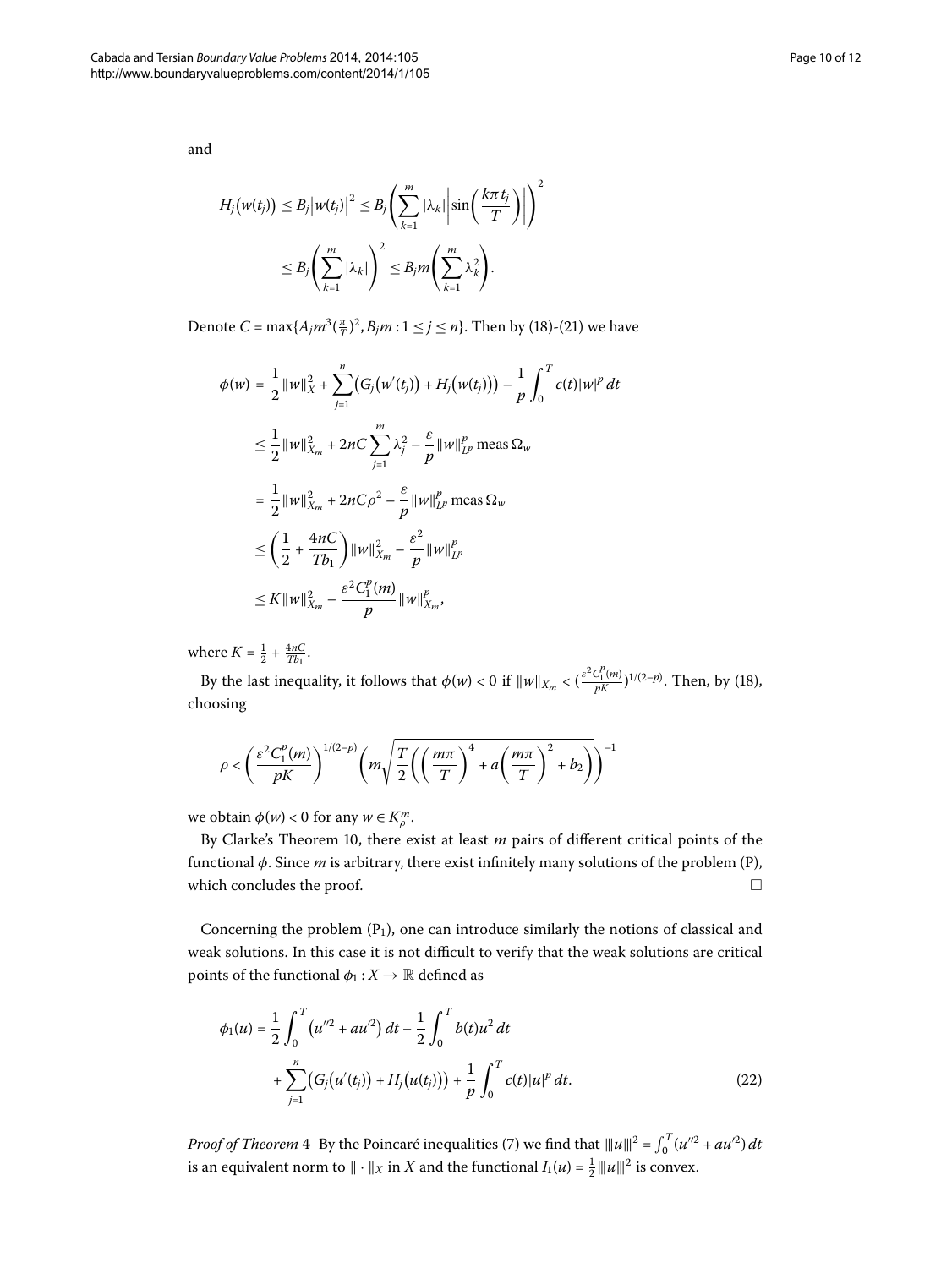and

$$
\begin{aligned}
H_j(w(t_j)) &\leq B_j \left| w(t_j) \right|^2 \leq B_j \left( \sum_{k=1}^{m} |\lambda_k| \left| \sin\left( \frac{k\pi t_j}{T} \right) \right| \right)^2 \\
&\leq B_j \left( \sum_{k=1}^{m} |\lambda_k| \right)^2 \leq B_j m \left( \sum_{k=1}^{m} \lambda_k^2 \right).
\end{aligned}
$$

Denote $C = \max\{A_j m^3 (\frac{\pi}{T})^2, B_j m : 1 \leq j \leq n\}$. Then by (18)-(21) we have

$$
\begin{aligned}
\phi(w) &= \frac{1}{2}\|w\|_X^2 + \sum_{j=1}^{n} \left( G_j(w'(t_j)) + H_j(w(t_j)) \right) - \frac{1}{p} \int_0^T c(t)|w|^p \, dt \\
&\leq \frac{1}{2}\|w\|_{X_m}^2 + 2nC \sum_{j=1}^{m} \lambda_j^2 - \frac{\varepsilon}{p} \|w\|_{L^p}^p \operatorname{meas} \Omega_w \\
&= \frac{1}{2}\|w\|_{X_m}^2 + 2nC\rho^2 - \frac{\varepsilon}{p} \|w\|_{L^p}^p \operatorname{meas} \Omega_w \\
&\leq \left( \frac{1}{2} + \frac{4nC}{Tb_1} \right) \|w\|_{X_m}^2 - \frac{\varepsilon^2}{p} \|w\|_{L^p}^p \\
&\leq K\|w\|_{X_m}^2 - \frac{\varepsilon^2 C_1^p(m)}{p} \|w\|_{X_m}^p,
\end{aligned}
$$

where $K = \frac{1}{2} + \frac{4nC}{Tb_1}$.

By the last inequality, it follows that $\phi(w) < 0$ if $\|w\|_{X_m} < (\frac{\varepsilon^2 C_1^p(m)}{pK})^{1/(2-p)}$. Then, by (18), choosing

$$
\rho < \left( \frac{\varepsilon^2 C_1^p(m)}{pK} \right)^{1/(2-p)} \left( m\sqrt{\frac{T}{2}\left( \left( \frac{m\pi}{T} \right)^4 + a\left( \frac{m\pi}{T} \right)^2 + b_2 \right)} \right)^{-1}
$$

we obtain $\phi(w) < 0$ for any $w \in K_\rho^m$.

By Clarke's Theorem 10, there exist at least $m$ pairs of different critical points of the functional $\phi$. Since $m$ is arbitrary, there exist infinitely many solutions of the problem (P), which concludes the proof. □

Concerning the problem ($P_1$), one can introduce similarly the notions of classical and weak solutions. In this case it is not difficult to verify that the weak solutions are critical points of the functional $\phi_1 : X \to \mathbb{R}$ defined as

$$
\begin{aligned}
\phi_1(u) &= \frac{1}{2} \int_0^T \left( u''^2 + au'^2 \right) dt - \frac{1}{2} \int_0^T b(t)u^2 \, dt \\
&\quad + \sum_{j=1}^{n} \left( G_j(u'(t_j)) + H_j(u(t_j)) \right) + \frac{1}{p} \int_0^T c(t)|u|^p \, dt. \qquad (22)
\end{aligned}
$$

*Proof of Theorem* 4 By the Poincaré inequalities (7) we find that $|||u|||^2 = \int_0^T (u''^2 + au'^2) \, dt$ is an equivalent norm to $\|\cdot\|_X$ in $X$ and the functional $I_1(u) = \frac{1}{2}|||u|||^2$ is convex.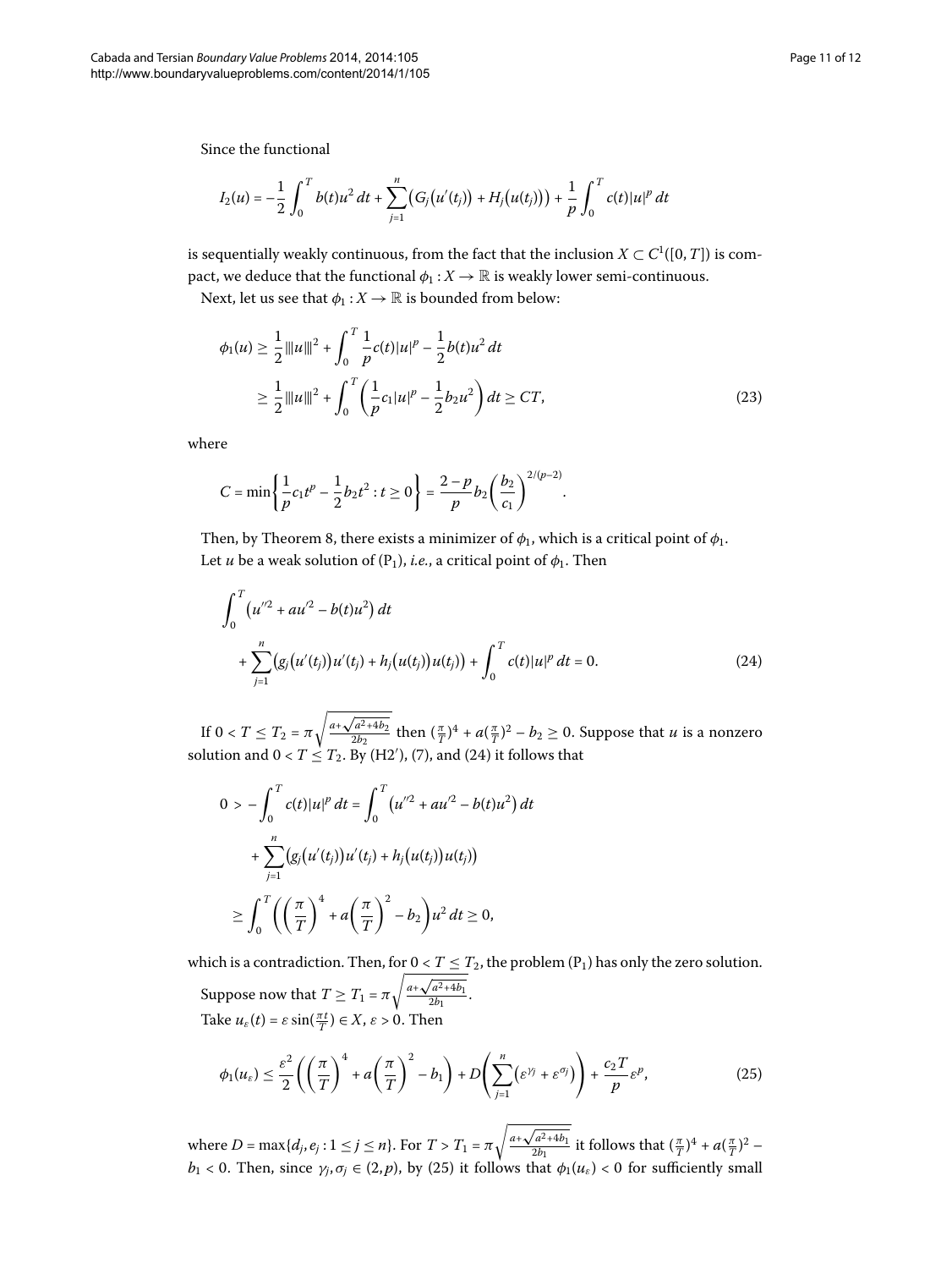Since the functional

$$I_2(u) = -\frac{1}{2}\int_0^T b(t)u^2\,dt + \sum_{j=1}^{n}\bigl(G_j\bigl(u'(t_j)\bigr) + H_j\bigl(u(t_j)\bigr)\bigr) + \frac{1}{p}\int_0^T c(t)|u|^p\,dt$$

is sequentially weakly continuous, from the fact that the inclusion $X \subset C^1([0,T])$ is compact, we deduce that the functional $\phi_1 : X \to \mathbb{R}$ is weakly lower semi-continuous.

Next, let us see that $\phi_1 : X \to \mathbb{R}$ is bounded from below:

$$\begin{aligned}
\phi_1(u) &\geq \frac{1}{2}|||u|||^2 + \int_0^T \frac{1}{p}c(t)|u|^p - \frac{1}{2}b(t)u^2\,dt \\
&\geq \frac{1}{2}|||u|||^2 + \int_0^T \left(\frac{1}{p}c_1|u|^p - \frac{1}{2}b_2u^2\right)dt \geq CT,
\end{aligned} \tag{23}$$

where

$$C = \min\left\{\frac{1}{p}c_1t^p - \frac{1}{2}b_2t^2 : t \geq 0\right\} = \frac{2-p}{p}b_2\left(\frac{b_2}{c_1}\right)^{2/(p-2)}.$$

Then, by Theorem 8, there exists a minimizer of $\phi_1$, which is a critical point of $\phi_1$.

Let $u$ be a weak solution of $(\mathrm{P}_1)$, *i.e.*, a critical point of $\phi_1$. Then

$$\begin{aligned}
&\int_0^T \bigl(u''^2 + au'^2 - b(t)u^2\bigr)\,dt \\
&\quad + \sum_{j=1}^{n}\bigl(g_j\bigl(u'(t_j)\bigr)u'(t_j) + h_j\bigl(u(t_j)\bigr)u(t_j)\bigr) + \int_0^T c(t)|u|^p\,dt = 0.
\end{aligned} \tag{24}$$

If $0 < T \leq T_2 = \pi\sqrt{\frac{a+\sqrt{a^2+4b_2}}{2b_2}}$ then $(\frac{\pi}{T})^4 + a(\frac{\pi}{T})^2 - b_2 \geq 0$. Suppose that $u$ is a nonzero solution and $0 < T \leq T_2$. By (H2$'$), (7), and (24) it follows that

$$\begin{aligned}
0 &> -\int_0^T c(t)|u|^p\,dt = \int_0^T \bigl(u''^2 + au'^2 - b(t)u^2\bigr)\,dt \\
&\quad + \sum_{j=1}^{n}\bigl(g_j\bigl(u'(t_j)\bigr)u'(t_j) + h_j\bigl(u(t_j)\bigr)u(t_j)\bigr) \\
&\geq \int_0^T \left(\left(\frac{\pi}{T}\right)^4 + a\left(\frac{\pi}{T}\right)^2 - b_2\right)u^2\,dt \geq 0,
\end{aligned}$$

which is a contradiction. Then, for $0 < T \leq T_2$, the problem $(\mathrm{P}_1)$ has only the zero solution.

Suppose now that $T \geq T_1 = \pi\sqrt{\frac{a+\sqrt{a^2+4b_1}}{2b_1}}$.

Take $u_\varepsilon(t) = \varepsilon\sin(\frac{\pi t}{T}) \in X$, $\varepsilon > 0$. Then

$$\phi_1(u_\varepsilon) \leq \frac{\varepsilon^2}{2}\left(\left(\frac{\pi}{T}\right)^4 + a\left(\frac{\pi}{T}\right)^2 - b_1\right) + D\left(\sum_{j=1}^{n}\bigl(\varepsilon^{\gamma_j} + \varepsilon^{\sigma_j}\bigr)\right) + \frac{c_2T}{p}\varepsilon^p, \tag{25}$$

where $D = \max\{d_j, e_j : 1 \leq j \leq n\}$. For $T > T_1 = \pi\sqrt{\frac{a+\sqrt{a^2+4b_1}}{2b_1}}$ it follows that $(\frac{\pi}{T})^4 + a(\frac{\pi}{T})^2 - b_1 < 0$. Then, since $\gamma_j, \sigma_j \in (2,p)$, by (25) it follows that $\phi_1(u_\varepsilon) < 0$ for sufficiently small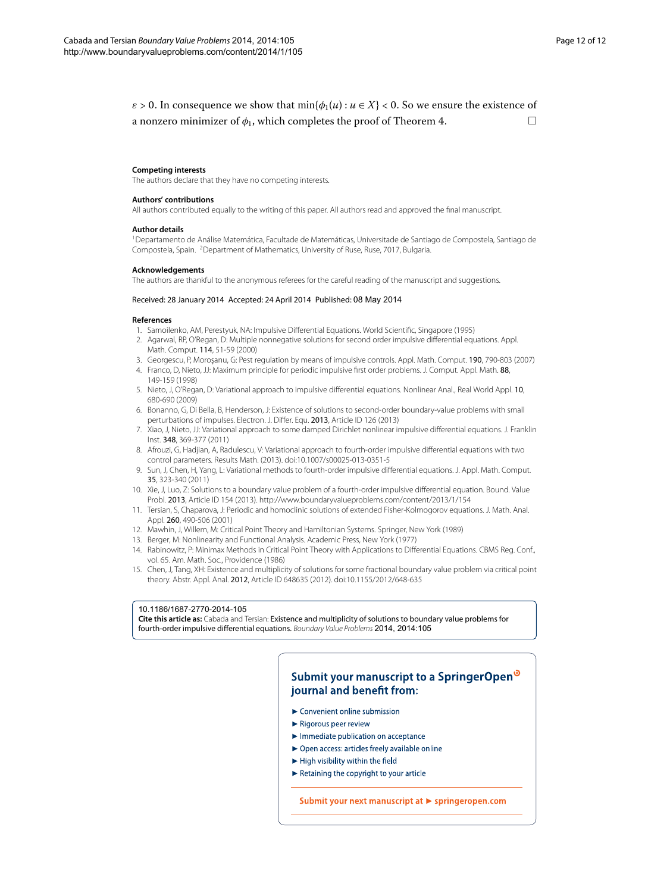$\varepsilon > 0$. In consequence we show that $\min\{\phi_1(u) : u \in X\} < 0$. So we ensure the existence of a nonzero minimizer of $\phi_1$, which completes the proof of Theorem 4. □

**Competing interests**

The authors declare that they have no competing interests.

**Authors' contributions**

All authors contributed equally to the writing of this paper. All authors read and approved the final manuscript.

**Author details**

[1]Departamento de Análise Matemática, Facultade de Matemáticas, Universitade de Santiago de Compostela, Santiago de Compostela, Spain. [2]Department of Mathematics, University of Ruse, Ruse, 7017, Bulgaria.

**Acknowledgements**

The authors are thankful to the anonymous referees for the careful reading of the manuscript and suggestions.

Received: 28 January 2014 Accepted: 24 April 2014 Published: 08 May 2014

**References**

1. Samoilenko, AM, Perestyuk, NA: Impulsive Differential Equations. World Scientific, Singapore (1995)
2. Agarwal, RP, O'Regan, D: Multiple nonnegative solutions for second order impulsive differential equations. Appl. Math. Comput. **114**, 51-59 (2000)
3. Georgescu, P, Moroşanu, G: Pest regulation by means of impulsive controls. Appl. Math. Comput. **190**, 790-803 (2007)
4. Franco, D, Nieto, JJ: Maximum principle for periodic impulsive first order problems. J. Comput. Appl. Math. **88**, 149-159 (1998)
5. Nieto, J, O'Regan, D: Variational approach to impulsive differential equations. Nonlinear Anal., Real World Appl. **10**, 680-690 (2009)
6. Bonanno, G, Di Bella, B, Henderson, J: Existence of solutions to second-order boundary-value problems with small perturbations of impulses. Electron. J. Differ. Equ. **2013**, Article ID 126 (2013)
7. Xiao, J, Nieto, JJ: Variational approach to some damped Dirichlet nonlinear impulsive differential equations. J. Franklin Inst. **348**, 369-377 (2011)
8. Afrouzi, G, Hadjian, A, Radulescu, V: Variational approach to fourth-order impulsive differential equations with two control parameters. Results Math. (2013). doi:10.1007/s00025-013-0351-5
9. Sun, J, Chen, H, Yang, L: Variational methods to fourth-order impulsive differential equations. J. Appl. Math. Comput. **35**, 323-340 (2011)
10. Xie, J, Luo, Z: Solutions to a boundary value problem of a fourth-order impulsive differential equation. Bound. Value Probl. **2013**, Article ID 154 (2013). http://www.boundaryvalueproblems.com/content/2013/1/154
11. Tersian, S, Chaparova, J: Periodic and homoclinic solutions of extended Fisher-Kolmogorov equations. J. Math. Anal. Appl. **260**, 490-506 (2001)
12. Mawhin, J, Willem, M: Critical Point Theory and Hamiltonian Systems. Springer, New York (1989)
13. Berger, M: Nonlinearity and Functional Analysis. Academic Press, New York (1977)
14. Rabinowitz, P: Minimax Methods in Critical Point Theory with Applications to Differential Equations. CBMS Reg. Conf., vol. 65. Am. Math. Soc., Providence (1986)
15. Chen, J, Tang, XH: Existence and multiplicity of solutions for some fractional boundary value problem via critical point theory. Abstr. Appl. Anal. **2012**, Article ID 648635 (2012). doi:10.1155/2012/648-635

10.1186/1687-2770-2014-105

**Cite this article as:** Cabada and Tersian: Existence and multiplicity of solutions to boundary value problems for fourth-order impulsive differential equations. *Boundary Value Problems* 2014, 2014:105

**Submit your manuscript to a SpringerOpen journal and benefit from:**

- ► Convenient online submission
- ► Rigorous peer review
- ► Immediate publication on acceptance
- ► Open access: articles freely available online
- ► High visibility within the field
- ► Retaining the copyright to your article

**Submit your next manuscript at ► springeropen.com**